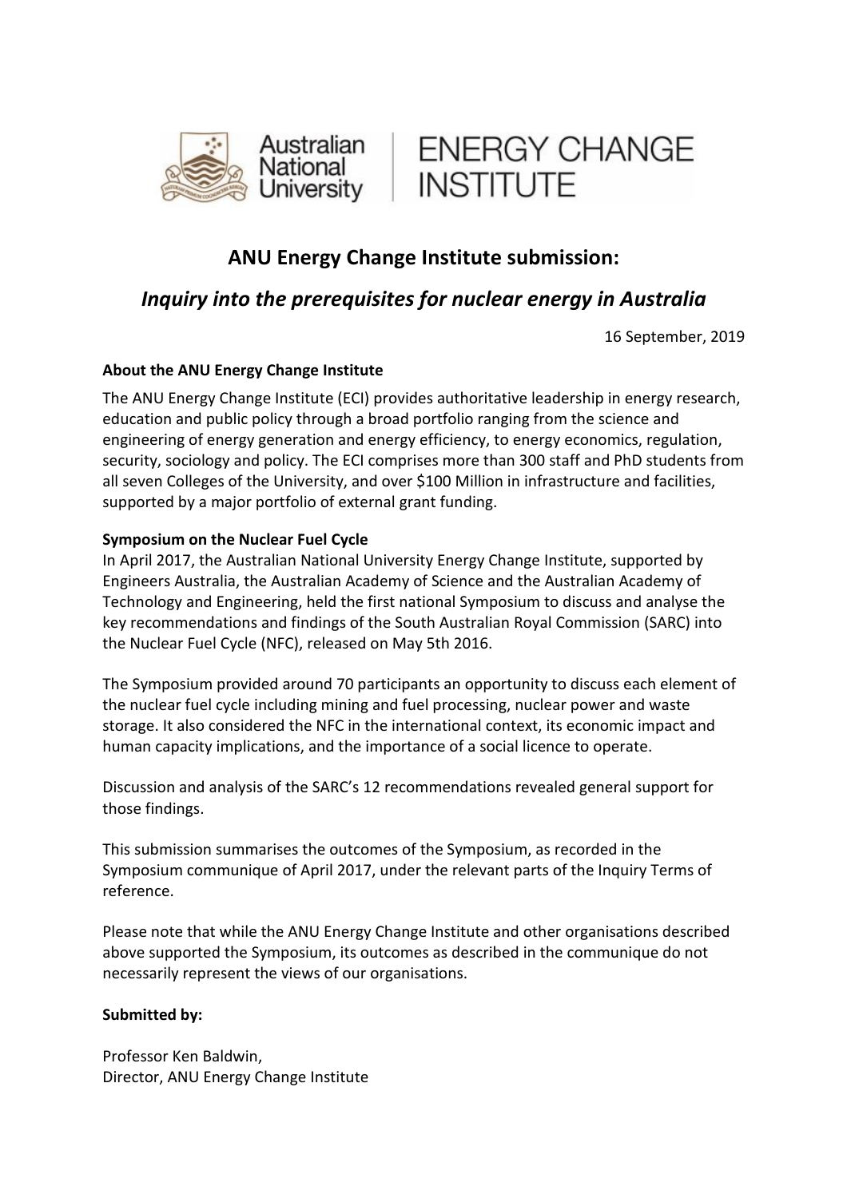# ANU Energy Change Institute submission:

## *Inquiry into the prerequisites for nuclear energy in Australia*

16 September, 2019

**About the ANU Energy Change Institute**

The ANU Energy Change Institute (ECI) provides authoritative leadership in energy research, education and public policy through a broad portfolio ranging from the science and engineering of energy generation and energy efficiency, to energy economics, regulation, security, sociology and policy. The ECI comprises more than 300 staff and PhD students from all seven Colleges of the University, and over $100 Million in infrastructure and facilities, supported by a major portfolio of external grant funding.

**Symposium on the Nuclear Fuel Cycle**

In April 2017, the Australian National University Energy Change Institute, supported by Engineers Australia, the Australian Academy of Science and the Australian Academy of Technology and Engineering, held the first national Symposium to discuss and analyse the key recommendations and findings of the South Australian Royal Commission (SARC) into the Nuclear Fuel Cycle (NFC), released on May 5th 2016.

The Symposium provided around 70 participants an opportunity to discuss each element of the nuclear fuel cycle including mining and fuel processing, nuclear power and waste storage. It also considered the NFC in the international context, its economic impact and human capacity implications, and the importance of a social licence to operate.

Discussion and analysis of the SARC's 12 recommendations revealed general support for those findings.

This submission summarises the outcomes of the Symposium, as recorded in the Symposium communique of April 2017, under the relevant parts of the Inquiry Terms of reference.

Please note that while the ANU Energy Change Institute and other organisations described above supported the Symposium, its outcomes as described in the communique do not necessarily represent the views of our organisations.

**Submitted by:**

Professor Ken Baldwin,
Director, ANU Energy Change Institute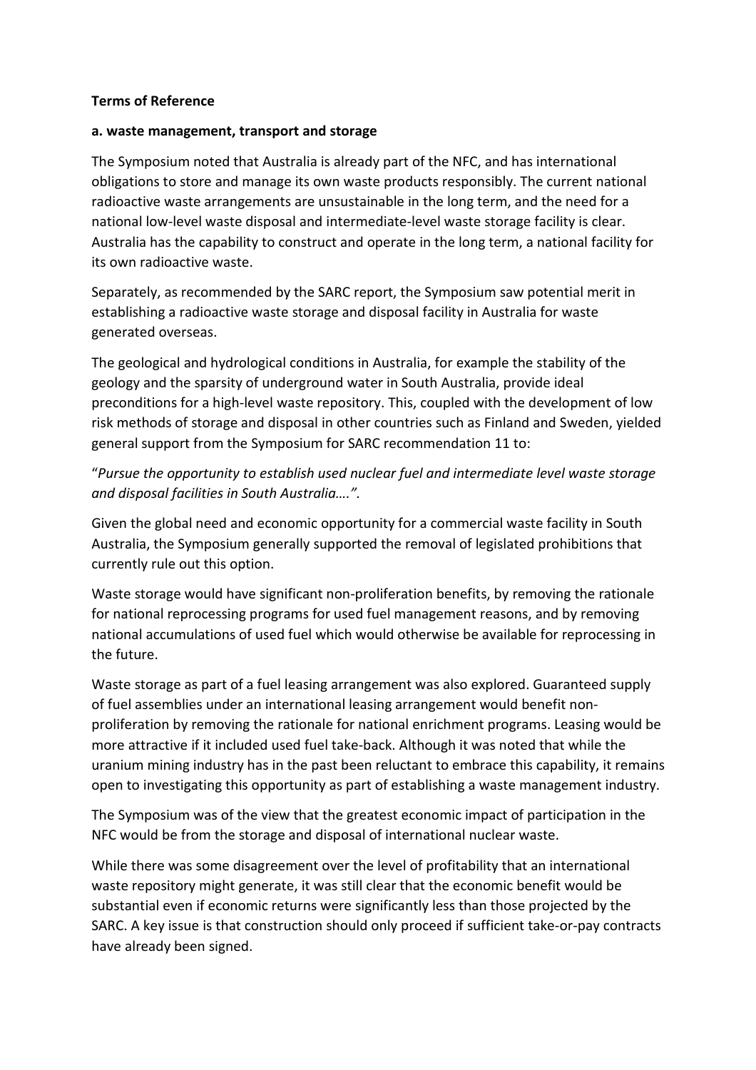**Terms of Reference**

**a. waste management, transport and storage**

The Symposium noted that Australia is already part of the NFC, and has international obligations to store and manage its own waste products responsibly. The current national radioactive waste arrangements are unsustainable in the long term, and the need for a national low-level waste disposal and intermediate-level waste storage facility is clear. Australia has the capability to construct and operate in the long term, a national facility for its own radioactive waste.

Separately, as recommended by the SARC report, the Symposium saw potential merit in establishing a radioactive waste storage and disposal facility in Australia for waste generated overseas.

The geological and hydrological conditions in Australia, for example the stability of the geology and the sparsity of underground water in South Australia, provide ideal preconditions for a high-level waste repository. This, coupled with the development of low risk methods of storage and disposal in other countries such as Finland and Sweden, yielded general support from the Symposium for SARC recommendation 11 to:

"*Pursue the opportunity to establish used nuclear fuel and intermediate level waste storage and disposal facilities in South Australia….".*

Given the global need and economic opportunity for a commercial waste facility in South Australia, the Symposium generally supported the removal of legislated prohibitions that currently rule out this option.

Waste storage would have significant non-proliferation benefits, by removing the rationale for national reprocessing programs for used fuel management reasons, and by removing national accumulations of used fuel which would otherwise be available for reprocessing in the future.

Waste storage as part of a fuel leasing arrangement was also explored. Guaranteed supply of fuel assemblies under an international leasing arrangement would benefit non-proliferation by removing the rationale for national enrichment programs. Leasing would be more attractive if it included used fuel take-back. Although it was noted that while the uranium mining industry has in the past been reluctant to embrace this capability, it remains open to investigating this opportunity as part of establishing a waste management industry.

The Symposium was of the view that the greatest economic impact of participation in the NFC would be from the storage and disposal of international nuclear waste.

While there was some disagreement over the level of profitability that an international waste repository might generate, it was still clear that the economic benefit would be substantial even if economic returns were significantly less than those projected by the SARC. A key issue is that construction should only proceed if sufficient take-or-pay contracts have already been signed.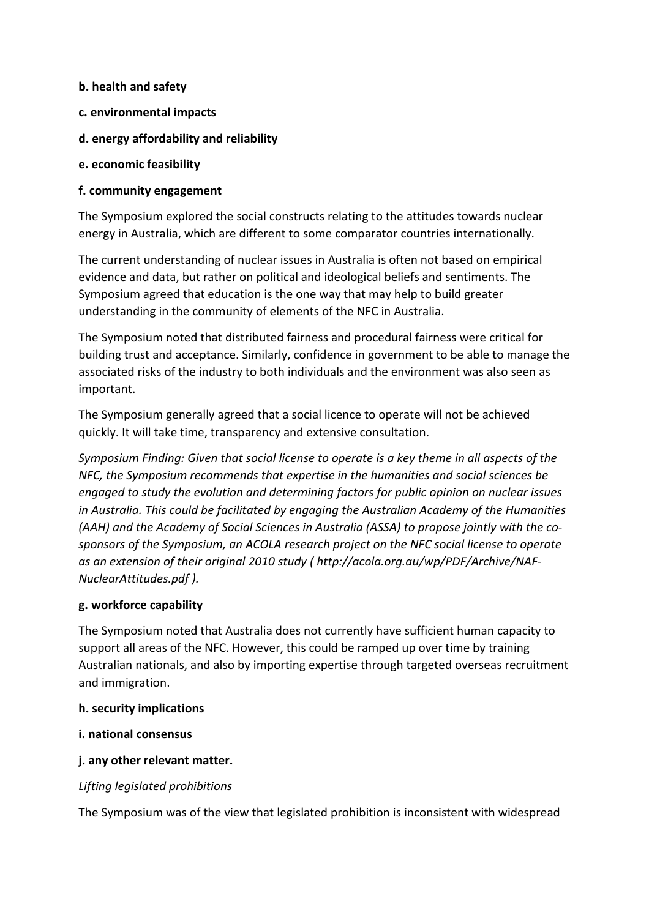**b. health and safety**

**c. environmental impacts**

**d. energy affordability and reliability**

**e. economic feasibility**

**f. community engagement**

The Symposium explored the social constructs relating to the attitudes towards nuclear energy in Australia, which are different to some comparator countries internationally.

The current understanding of nuclear issues in Australia is often not based on empirical evidence and data, but rather on political and ideological beliefs and sentiments. The Symposium agreed that education is the one way that may help to build greater understanding in the community of elements of the NFC in Australia.

The Symposium noted that distributed fairness and procedural fairness were critical for building trust and acceptance. Similarly, confidence in government to be able to manage the associated risks of the industry to both individuals and the environment was also seen as important.

The Symposium generally agreed that a social licence to operate will not be achieved quickly. It will take time, transparency and extensive consultation.

*Symposium Finding: Given that social license to operate is a key theme in all aspects of the NFC, the Symposium recommends that expertise in the humanities and social sciences be engaged to study the evolution and determining factors for public opinion on nuclear issues in Australia. This could be facilitated by engaging the Australian Academy of the Humanities (AAH) and the Academy of Social Sciences in Australia (ASSA) to propose jointly with the co-sponsors of the Symposium, an ACOLA research project on the NFC social license to operate as an extension of their original 2010 study ( http://acola.org.au/wp/PDF/Archive/NAF-NuclearAttitudes.pdf ).*

**g. workforce capability**

The Symposium noted that Australia does not currently have sufficient human capacity to support all areas of the NFC. However, this could be ramped up over time by training Australian nationals, and also by importing expertise through targeted overseas recruitment and immigration.

**h. security implications**

**i. national consensus**

**j. any other relevant matter.**

*Lifting legislated prohibitions*

The Symposium was of the view that legislated prohibition is inconsistent with widespread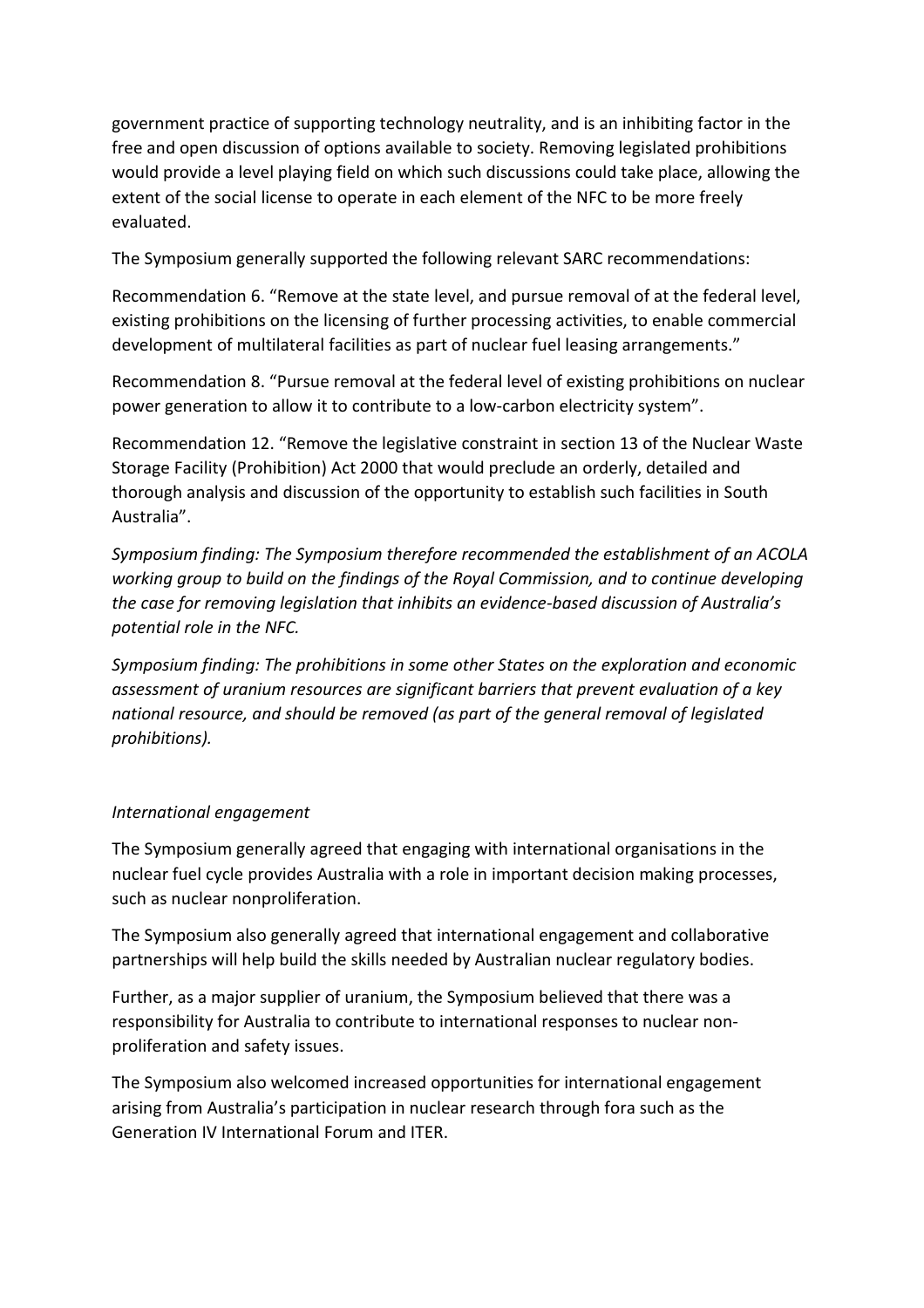government practice of supporting technology neutrality, and is an inhibiting factor in the free and open discussion of options available to society. Removing legislated prohibitions would provide a level playing field on which such discussions could take place, allowing the extent of the social license to operate in each element of the NFC to be more freely evaluated.

The Symposium generally supported the following relevant SARC recommendations:

Recommendation 6. "Remove at the state level, and pursue removal of at the federal level, existing prohibitions on the licensing of further processing activities, to enable commercial development of multilateral facilities as part of nuclear fuel leasing arrangements."

Recommendation 8. "Pursue removal at the federal level of existing prohibitions on nuclear power generation to allow it to contribute to a low-carbon electricity system".

Recommendation 12. "Remove the legislative constraint in section 13 of the Nuclear Waste Storage Facility (Prohibition) Act 2000 that would preclude an orderly, detailed and thorough analysis and discussion of the opportunity to establish such facilities in South Australia".

*Symposium finding: The Symposium therefore recommended the establishment of an ACOLA working group to build on the findings of the Royal Commission, and to continue developing the case for removing legislation that inhibits an evidence-based discussion of Australia's potential role in the NFC.*

*Symposium finding: The prohibitions in some other States on the exploration and economic assessment of uranium resources are significant barriers that prevent evaluation of a key national resource, and should be removed (as part of the general removal of legislated prohibitions).*

### *International engagement*

The Symposium generally agreed that engaging with international organisations in the nuclear fuel cycle provides Australia with a role in important decision making processes, such as nuclear nonproliferation.

The Symposium also generally agreed that international engagement and collaborative partnerships will help build the skills needed by Australian nuclear regulatory bodies.

Further, as a major supplier of uranium, the Symposium believed that there was a responsibility for Australia to contribute to international responses to nuclear non-proliferation and safety issues.

The Symposium also welcomed increased opportunities for international engagement arising from Australia's participation in nuclear research through fora such as the Generation IV International Forum and ITER.